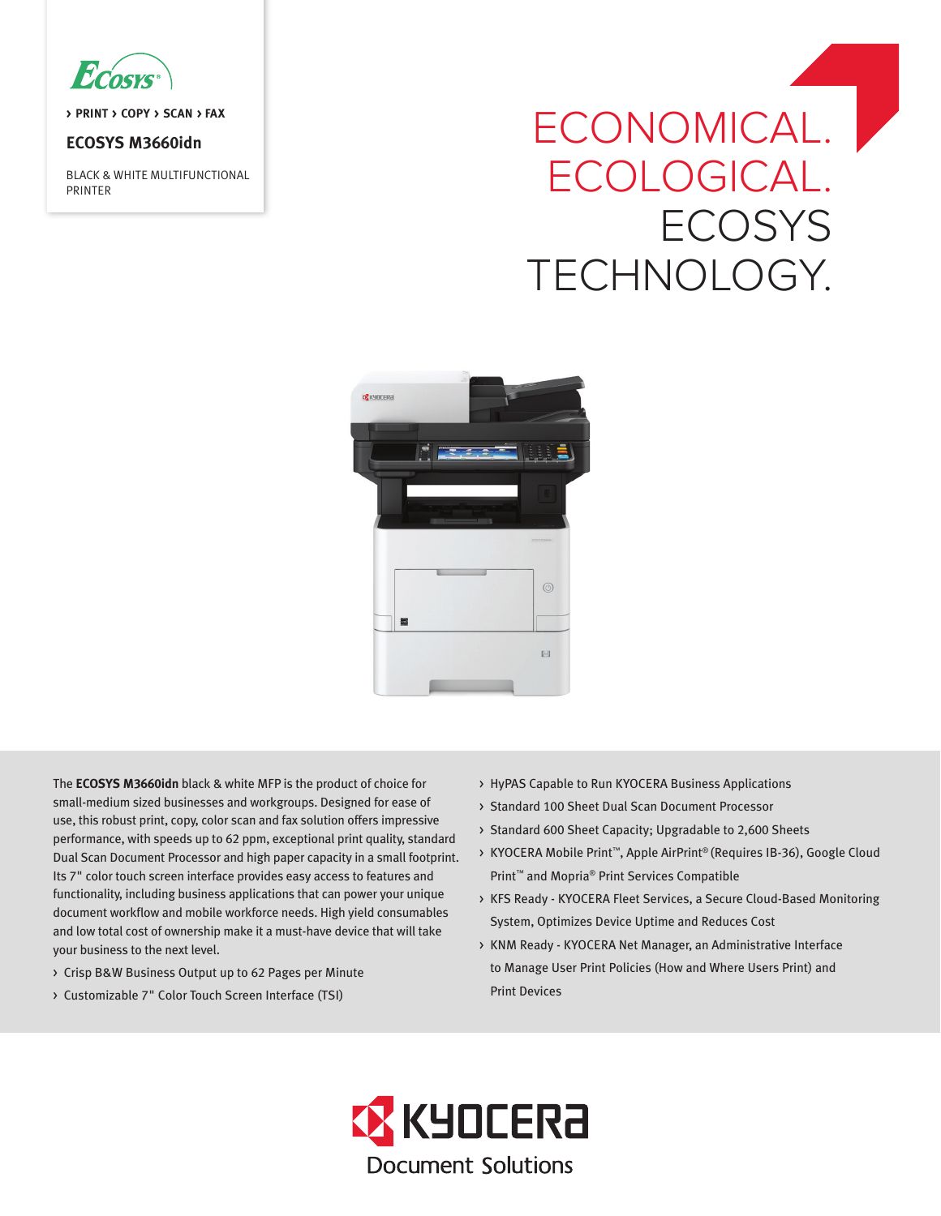ECOSYS

› PRINT › COPY › SCAN › FAX

# ECOSYS M3660idn

BLACK & WHITE MULTIFUNCTIONAL PRINTER

## ECONOMICAL. ECOLOGICAL. ECOSYS TECHNOLOGY.

The **ECOSYS M3660idn** black & white MFP is the product of choice for small-medium sized businesses and workgroups. Designed for ease of use, this robust print, copy, color scan and fax solution offers impressive performance, with speeds up to 62 ppm, exceptional print quality, standard Dual Scan Document Processor and high paper capacity in a small footprint. Its 7" color touch screen interface provides easy access to features and functionality, including business applications that can power your unique document workflow and mobile workforce needs. High yield consumables and low total cost of ownership make it a must-have device that will take your business to the next level.

- Crisp B&W Business Output up to 62 Pages per Minute
- Customizable 7" Color Touch Screen Interface (TSI)
- HyPAS Capable to Run KYOCERA Business Applications
- Standard 100 Sheet Dual Scan Document Processor
- Standard 600 Sheet Capacity; Upgradable to 2,600 Sheets
- KYOCERA Mobile Print™, Apple AirPrint® (Requires IB-36), Google Cloud Print™ and Mopria® Print Services Compatible
- KFS Ready - KYOCERA Fleet Services, a Secure Cloud-Based Monitoring System, Optimizes Device Uptime and Reduces Cost
- KNM Ready - KYOCERA Net Manager, an Administrative Interface to Manage User Print Policies (How and Where Users Print) and Print Devices

KYOCERA Document Solutions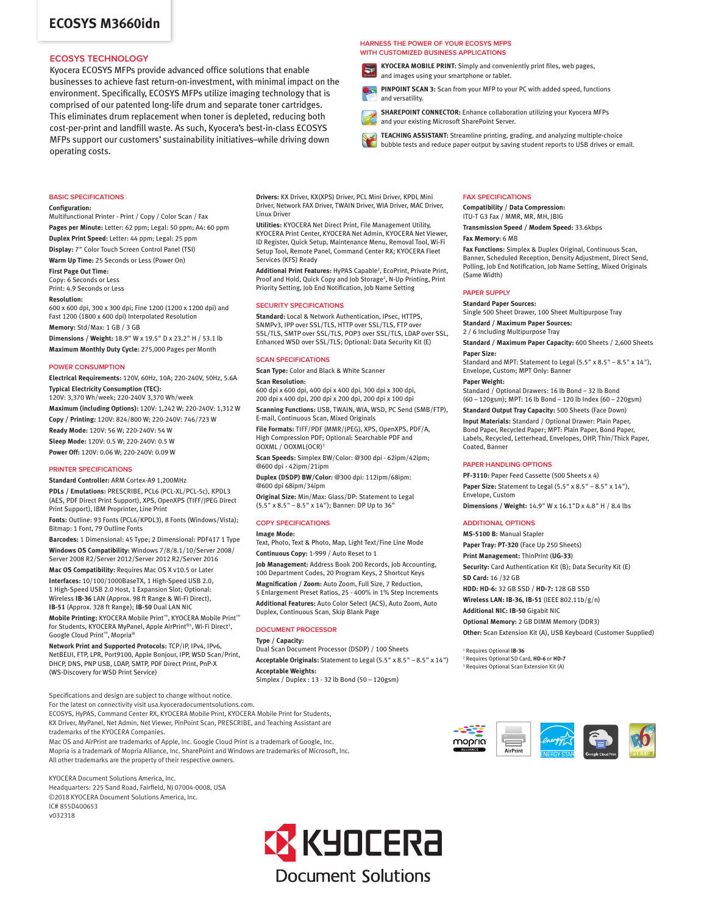# ECOSYS M3660idn

## ECOSYS TECHNOLOGY

Kyocera ECOSYS MFPs provide advanced office solutions that enable businesses to achieve fast return-on-investment, with minimal impact on the environment. Specifically, ECOSYS MFPs utilize imaging technology that is comprised of our patented long-life drum and separate toner cartridges. This eliminates drum replacement when toner is depleted, reducing both cost-per-print and landfill waste. As such, Kyocera's best-in-class ECOSYS MFPs support our customers' sustainability initiatives–while driving down operating costs.

## HARNESS THE POWER OF YOUR ECOSYS MFPS WITH CUSTOMIZED BUSINESS APPLICATIONS

**KYOCERA MOBILE PRINT:** Simply and conveniently print files, web pages, and images using your smartphone or tablet.

**PINPOINT SCAN 3:** Scan from your MFP to your PC with added speed, functions and versatility.

**SHAREPOINT CONNECTOR:** Enhance collaboration utilizing your Kyocera MFPs and your existing Microsoft SharePoint Server.

**TEACHING ASSISTANT:** Streamline printing, grading, and analyzing multiple-choice bubble tests and reduce paper output by saving student reports to USB drives or email.

## BASIC SPECIFICATIONS

**Configuration:**
Multifunctional Printer - Print / Copy / Color Scan / Fax

**Pages per Minute:** Letter: 62 ppm; Legal: 50 ppm; A4: 60 ppm

**Duplex Print Speed:** Letter: 44 ppm; Legal: 25 ppm

**Display:** 7" Color Touch Screen Control Panel (TSI)

**Warm Up Time:** 25 Seconds or Less (Power On)

**First Page Out Time:**
Copy: 6 Seconds or Less
Print: 4.9 Seconds or Less

**Resolution:**
600 x 600 dpi, 300 x 300 dpi; Fine 1200 (1200 x 1200 dpi) and Fast 1200 (1800 x 600 dpi) Interpolated Resolution

**Memory:** Std/Max: 1 GB / 3 GB

**Dimensions / Weight:** 18.9" W x 19.5" D x 23.2" H / 53.1 lb

**Maximum Monthly Duty Cycle:** 275,000 Pages per Month

## POWER CONSUMPTION

**Electrical Requirements:** 120V, 60Hz, 10A; 220-240V, 50Hz, 5.6A

**Typical Electricity Consumption (TEC):**
120V: 3,370 Wh/week; 220-240V 3,370 Wh/week

**Maximum (including Options):** 120V: 1,242 W; 220-240V: 1,312 W

**Copy / Printing:** 120V: 824/800 W; 220-240V: 746/723 W

**Ready Mode:** 120V: 56 W; 220-240V: 54 W

**Sleep Mode:** 120V: 0.5 W; 220-240V: 0.5 W

**Power Off:** 120V: 0.06 W; 220-240V: 0.09 W

## PRINTER SPECIFICATIONS

**Standard Controller:** ARM Cortex-A9 1,200MHz

**PDLs / Emulations:** PRESCRIBE, PCL6 (PCL-XL/PCL-5c), KPDL3 (AES, PDF Direct Print Support), XPS, OpenXPS (TIFF/JPEG Direct Print Support), IBM Proprinter, Line Print

**Fonts:** Outline: 93 Fonts (PCL6/KPDL3), 8 Fonts (Windows/Vista); Bitmap: 1 Font, 79 Outline Fonts

**Barcodes:** 1 Dimensional: 45 Type; 2 Dimensional: PDF417 1 Type

**Windows OS Compatibility:** Windows 7/8/8.1/10/Server 2008/Server 2008 R2/Server 2012/Server 2012 R2/Server 2016

**Mac OS Compatibility:** Requires Mac OS X v10.5 or Later

**Interfaces:** 10/100/1000BaseTX, 1 High-Speed USB 2.0, 1 High-Speed USB 2.0 Host, 1 Expansion Slot; Optional: Wireless **IB-36** LAN (Approx. 98 ft Range & Wi-Fi Direct), **IB-51** (Approx. 328 ft Range); **IB-50** Dual LAN NIC

**Mobile Printing:** KYOCERA Mobile Print™, KYOCERA Mobile Print™ for Students, KYOCERA MyPanel, Apple AirPrint®[1], Wi-Fi Direct[1], Google Cloud Print™, Mopria®

**Network Print and Supported Protocols:** TCP/IP, IPv4, IPv6, NetBEUI, FTP, LPR, Port9100, Apple Bonjour, IPP, WSD Scan/Print, DHCP, DNS, PNP USB, LDAP, SMTP, PDF Direct Print, PnP-X (WS-Discovery for WSD Print Service)

**Drivers:** KX Driver, KX(XPS) Driver, PCL Mini Driver, KPDL Mini Driver, Network FAX Driver, TWAIN Driver, WIA Driver, MAC Driver, Linux Driver

**Utilities:** KYOCERA Net Direct Print, File Management Utility, KYOCERA Print Center, KYOCERA Net Admin, KYOCERA Net Viewer, ID Register, Quick Setup, Maintenance Menu, Removal Tool, Wi-Fi Setup Tool, Remote Panel, Command Center RX; KYOCERA Fleet Services (KFS) Ready

**Additional Print Features:** HyPAS Capable[2], EcoPrint, Private Print, Proof and Hold, Quick Copy and Job Storage[2], N-Up Printing, Print Priority Setting, Job End Notification, Job Name Setting

## SECURITY SPECIFICATIONS

**Standard:** Local & Network Authentication, IPsec, HTTPS, SNMPv3, IPP over SSL/TLS, HTTP over SSL/TLS, FTP over SSL/TLS, SMTP over SSL/TLS, POP3 over SSL/TLS, LDAP over SSL, Enhanced WSD over SSL/TLS; Optional: Data Security Kit (E)

## SCAN SPECIFICATIONS

**Scan Type:** Color and Black & White Scanner

**Scan Resolution:**
600 dpi x 600 dpi, 400 dpi x 400 dpi, 300 dpi x 300 dpi, 200 dpi x 400 dpi, 200 dpi x 200 dpi, 200 dpi x 100 dpi

**Scanning Functions:** USB, TWAIN, WIA, WSD, PC Send (SMB/FTP), E-mail, Continuous Scan, Mixed Originals

**File Formats:** TIFF/PDF (MMR/JPEG), XPS, OpenXPS, PDF/A, High Compression PDF; Optional: Searchable PDF and OOXML / OOXML(OCR)[3]

**Scan Speeds:** Simplex BW/Color: @300 dpi - 62ipm/42ipm; @600 dpi - 42ipm/21ipm

**Duplex (DSDP) BW/Color:** @300 dpi: 112ipm/68ipm: @600 dpi 68ipm/34ipm

**Original Size:** Min/Max: Glass/DP: Statement to Legal (5.5" x 8.5" – 8.5" x 14"); Banner: DP Up to 36"

## COPY SPECIFICATIONS

**Image Mode:**
Text, Photo, Text & Photo, Map, Light Text/Fine Line Mode

**Continuous Copy:** 1-999 / Auto Reset to 1

**Job Management:** Address Book 200 Records, Job Accounting, 100 Department Codes, 20 Program Keys, 2 Shortcut Keys

**Magnification / Zoom:** Auto Zoom, Full Size, 7 Reduction, 5 Enlargement Preset Ratios, 25 - 400% in 1% Step Increments

**Additional Features:** Auto Color Select (ACS), Auto Zoom, Auto Duplex, Continuous Scan, Skip Blank Page

## DOCUMENT PROCESSOR

**Type / Capacity:**
Dual Scan Document Processor (DSDP) / 100 Sheets

**Acceptable Originals:** Statement to Legal (5.5" x 8.5" – 8.5" x 14")

**Acceptable Weights:**
Simplex / Duplex : 13 - 32 lb Bond (50 – 120gsm)

## FAX SPECIFICATIONS

**Compatibility / Data Compression:**
ITU-T G3 Fax / MMR, MR, MH, JBIG

**Transmission Speed / Modem Speed:** 33.6kbps

**Fax Memory:** 6 MB

**Fax Functions:** Simplex & Duplex Original, Continuous Scan, Banner, Scheduled Reception, Density Adjustment, Direct Send, Polling, Job End Notification, Job Name Setting, Mixed Originals (Same Width)

## PAPER SUPPLY

**Standard Paper Sources:**
Single 500 Sheet Drawer, 100 Sheet Multipurpose Tray

**Standard / Maximum Paper Sources:**
2 / 6 Including Multipurpose Tray

**Standard / Maximum Paper Capacity:** 600 Sheets / 2,600 Sheets

**Paper Size:**
Standard and MPT: Statement to Legal (5.5" x 8.5" – 8.5" x 14"), Envelope, Custom; MPT Only: Banner

**Paper Weight:**
Standard / Optional Drawers: 16 lb Bond – 32 lb Bond (60 – 120gsm); MPT: 16 lb Bond – 120 lb Index (60 – 220gsm)

**Standard Output Tray Capacity:** 500 Sheets (Face Down)

**Input Materials:** Standard / Optional Drawer: Plain Paper, Bond Paper, Recycled Paper; MPT: Plain Paper, Bond Paper, Labels, Recycled, Letterhead, Envelopes, OHP, Thin/Thick Paper, Coated, Banner

## PAPER HANDLING OPTIONS

**PF-3110:** Paper Feed Cassette (500 Sheets x 4)

**Paper Size:** Statement to Legal (5.5" x 8.5" – 8.5" x 14"), Envelope, Custom

**Dimensions / Weight:** 14.9" W x 16.1"D x 4.8" H / 8.4 lbs

## ADDITIONAL OPTIONS

**MS-5100 B:** Manual Stapler

**Paper Tray: PT-320** (Face Up 250 Sheets)

**Print Management:** ThinPrint (**UG-33**)

**Security:** Card Authentication Kit (B); Data Security Kit (E)

**SD Card:** 16 /32 GB

**HDD: HD-6:** 32 GB SSD / **HD-7:** 128 GB SSD

**Wireless LAN: IB-36, IB-51** (IEEE 802.11b/g/n)

**Additional NIC: IB-50** Gigabit NIC

**Optional Memory:** 2 GB DIMM Memory (DDR3)

**Other:** Scan Extension Kit (A), USB Keyboard (Customer Supplied)

[1] Requires Optional **IB-36**
[2] Requires Optional SD Card, **HD-6** or **HD-7**
[3] Requires Optional Scan Extension Kit (A)

Specifications and design are subject to change without notice.
For the latest on connectivity visit usa.kyoceradocumentsolutions.com.
ECOSYS, HyPAS, Command Center RX, KYOCERA Mobile Print, KYOCERA Mobile Print for Students, KX Driver, MyPanel, Net Admin, Net Viewer, PinPoint Scan, PRESCRIBE, and Teaching Assistant are trademarks of the KYOCERA Companies.
Mac OS and AirPrint are trademarks of Apple, Inc. Google Cloud Print is a trademark of Google, Inc.
Mopria is a trademark of Mopria Alliance, Inc. SharePoint and Windows are trademarks of Microsoft, Inc.
All other trademarks are the property of their respective owners.

KYOCERA Document Solutions America, Inc.
Headquarters: 225 Sand Road, Fairfield, NJ 07004-0008, USA
©2018 KYOCERA Document Solutions America, Inc.
IC# 855D400653
v032318

KYOCERA Document Solutions